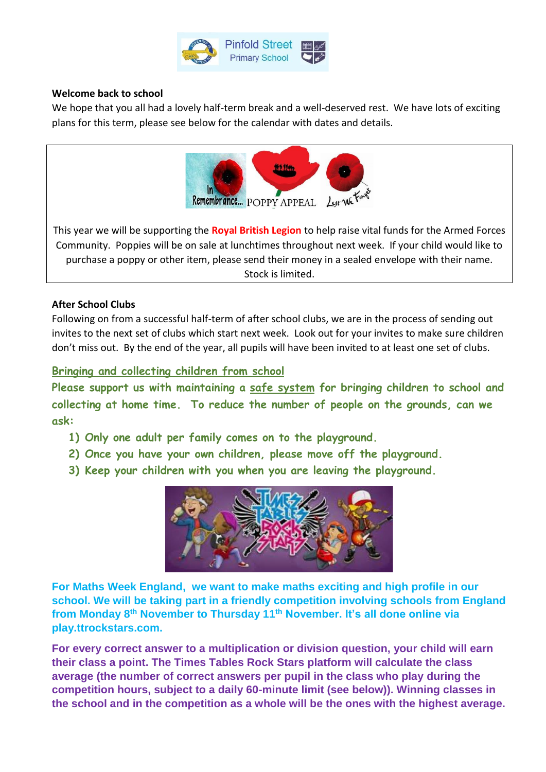Pinfold Street Primary School

**Welcome back to school**

We hope that you all had a lovely half-term break and a well-deserved rest. We have lots of exciting plans for this term, please see below for the calendar with dates and details.

In Remembrance... POPPY APPEAL Lest We Forget

This year we will be supporting the **Royal British Legion** to help raise vital funds for the Armed Forces Community. Poppies will be on sale at lunchtimes throughout next week. If your child would like to purchase a poppy or other item, please send their money in a sealed envelope with their name. Stock is limited.

**After School Clubs**

Following on from a successful half-term of after school clubs, we are in the process of sending out invites to the next set of clubs which start next week. Look out for your invites to make sure children don't miss out. By the end of the year, all pupils will have been invited to at least one set of clubs.

**Bringing and collecting children from school**

**Please support us with maintaining a safe system for bringing children to school and collecting at home time. To reduce the number of people on the grounds, can we ask:**

1) ***Only one adult per family comes on to the playground.***
2) ***Once you have your own children, please move off the playground.***
3) ***Keep your children with you when you are leaving the playground.***

**For Maths Week England, we want to make maths exciting and high profile in our school. We will be taking part in a friendly competition involving schools from England from Monday 8th November to Thursday 11th November. It's all done online via play.ttrockstars.com.**

**For every correct answer to a multiplication or division question, your child will earn their class a point. The Times Tables Rock Stars platform will calculate the class average (the number of correct answers per pupil in the class who play during the competition hours, subject to a daily 60-minute limit (see below)). Winning classes in the school and in the competition as a whole will be the ones with the highest average.**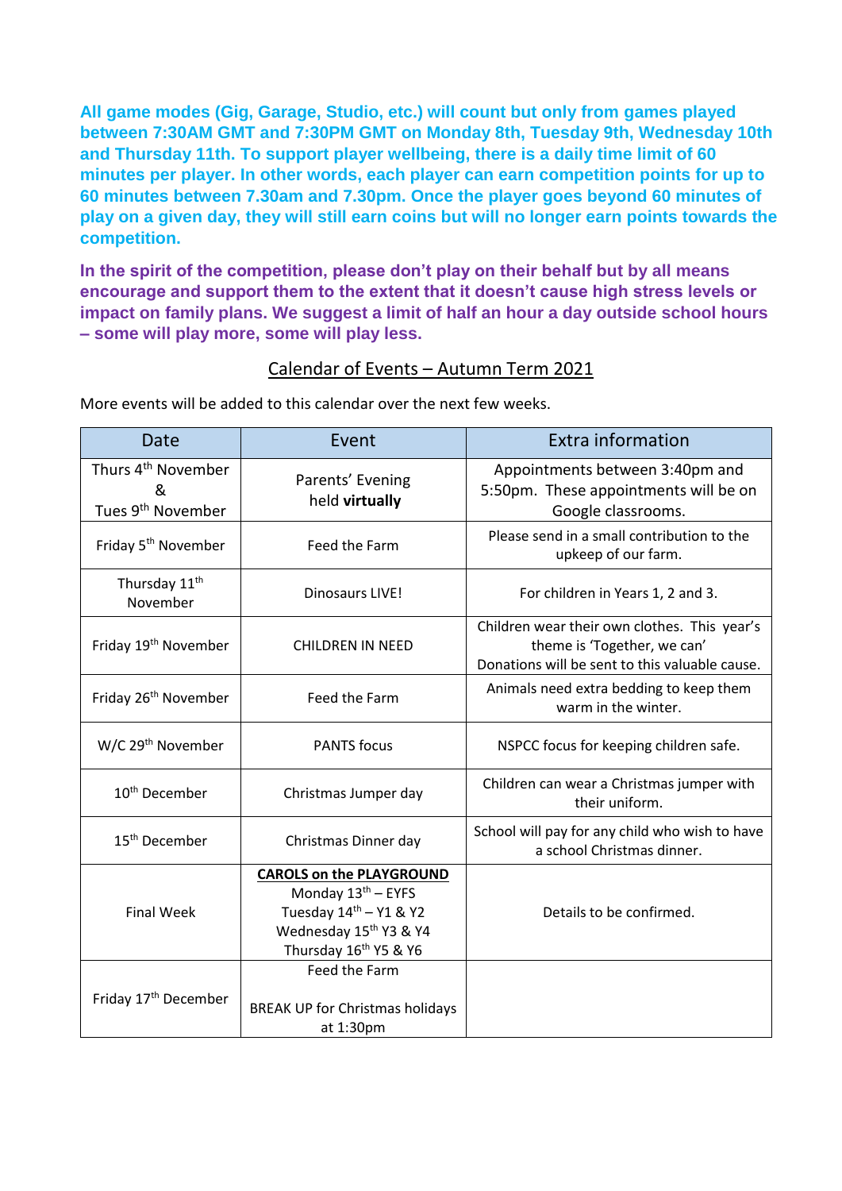**All game modes (Gig, Garage, Studio, etc.) will count but only from games played between 7:30AM GMT and 7:30PM GMT on Monday 8th, Tuesday 9th, Wednesday 10th and Thursday 11th. To support player wellbeing, there is a daily time limit of 60 minutes per player. In other words, each player can earn competition points for up to 60 minutes between 7.30am and 7.30pm. Once the player goes beyond 60 minutes of play on a given day, they will still earn coins but will no longer earn points towards the competition.**

**In the spirit of the competition, please don't play on their behalf but by all means encourage and support them to the extent that it doesn't cause high stress levels or impact on family plans. We suggest a limit of half an hour a day outside school hours – some will play more, some will play less.**

## Calendar of Events – Autumn Term 2021

More events will be added to this calendar over the next few weeks.

| Date | Event | Extra information |
|---|---|---|
| Thurs 4th November & Tues 9th November | Parents' Evening held **virtually** | Appointments between 3:40pm and 5:50pm. These appointments will be on Google classrooms. |
| Friday 5th November | Feed the Farm | Please send in a small contribution to the upkeep of our farm. |
| Thursday 11th November | Dinosaurs LIVE! | For children in Years 1, 2 and 3. |
| Friday 19th November | CHILDREN IN NEED | Children wear their own clothes. This year's theme is 'Together, we can' Donations will be sent to this valuable cause. |
| Friday 26th November | Feed the Farm | Animals need extra bedding to keep them warm in the winter. |
| W/C 29th November | PANTS focus | NSPCC focus for keeping children safe. |
| 10th December | Christmas Jumper day | Children can wear a Christmas jumper with their uniform. |
| 15th December | Christmas Dinner day | School will pay for any child who wish to have a school Christmas dinner. |
| Final Week | **CAROLS on the PLAYGROUND**<br>Monday 13th – EYFS<br>Tuesday 14th – Y1 & Y2<br>Wednesday 15th Y3 & Y4<br>Thursday 16th Y5 & Y6 | Details to be confirmed. |
| Friday 17th December | Feed the Farm<br><br>BREAK UP for Christmas holidays at 1:30pm | |